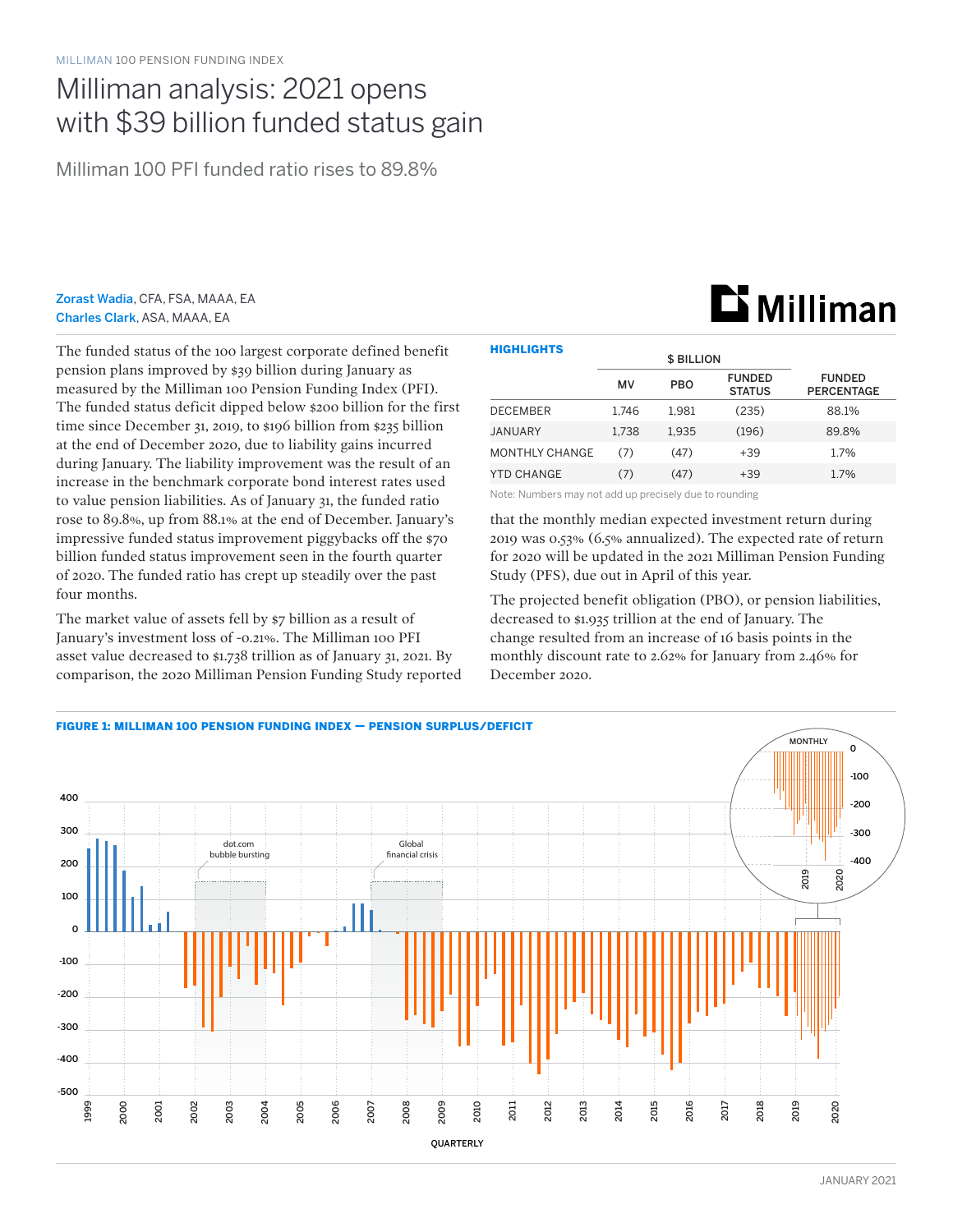MILLIMAN 100 PENSION FUNDING INDEX

# Milliman analysis: 2021 opens with $39 billion funded status gain

## Milliman 100 PFI funded ratio rises to 89.8%

**Zorast Wadia**, CFA, FSA, MAAA, EA
**Charles Clark**, ASA, MAAA, EA

The funded status of the 100 largest corporate defined benefit pension plans improved by $39 billion during January as measured by the Milliman 100 Pension Funding Index (PFI). The funded status deficit dipped below $200 billion for the first time since December 31, 2019, to $196 billion from $235 billion at the end of December 2020, due to liability gains incurred during January. The liability improvement was the result of an increase in the benchmark corporate bond interest rates used to value pension liabilities. As of January 31, the funded ratio rose to 89.8%, up from 88.1% at the end of December. January's impressive funded status improvement piggybacks off the $70 billion funded status improvement seen in the fourth quarter of 2020. The funded ratio has crept up steadily over the past four months.

The market value of assets fell by $7 billion as a result of January's investment loss of -0.21%. The Milliman 100 PFI asset value decreased to $1.738 trillion as of January 31, 2021. By comparison, the 2020 Milliman Pension Funding Study reported that the monthly median expected investment return during 2019 was 0.53% (6.5% annualized). The expected rate of return for 2020 will be updated in the 2021 Milliman Pension Funding Study (PFS), due out in April of this year.

The projected benefit obligation (PBO), or pension liabilities, decreased to $1.935 trillion at the end of January. The change resulted from an increase of 16 basis points in the monthly discount rate to 2.62% for January from 2.46% for December 2020.

**HIGHLIGHTS**

| | $ BILLION | | | |
|---|---|---|---|---|
| | MV | PBO | FUNDED STATUS | FUNDED PERCENTAGE |
| DECEMBER | 1,746 | 1,981 | (235) | 88.1% |
| JANUARY | 1,738 | 1,935 | (196) | 89.8% |
| MONTHLY CHANGE | (7) | (47) | +39 | 1.7% |
| YTD CHANGE | (7) | (47) | +39 | 1.7% |

Note: Numbers may not add up precisely due to rounding

**FIGURE 1: MILLIMAN 100 PENSION FUNDING INDEX — PENSION SURPLUS/DEFICIT**

400
300
200
100
0
-100
-200
-300
-400
-500

dot.com bubble bursting

Global financial crisis

1999 2000 2001 2002 2003 2004 2005 2006 2007 2008 2009 2010 2011 2012 2013 2014 2015 2016 2017 2018 2019 2020

QUARTERLY

MONTHLY
0
-100
-200
-300
-400
2019 2020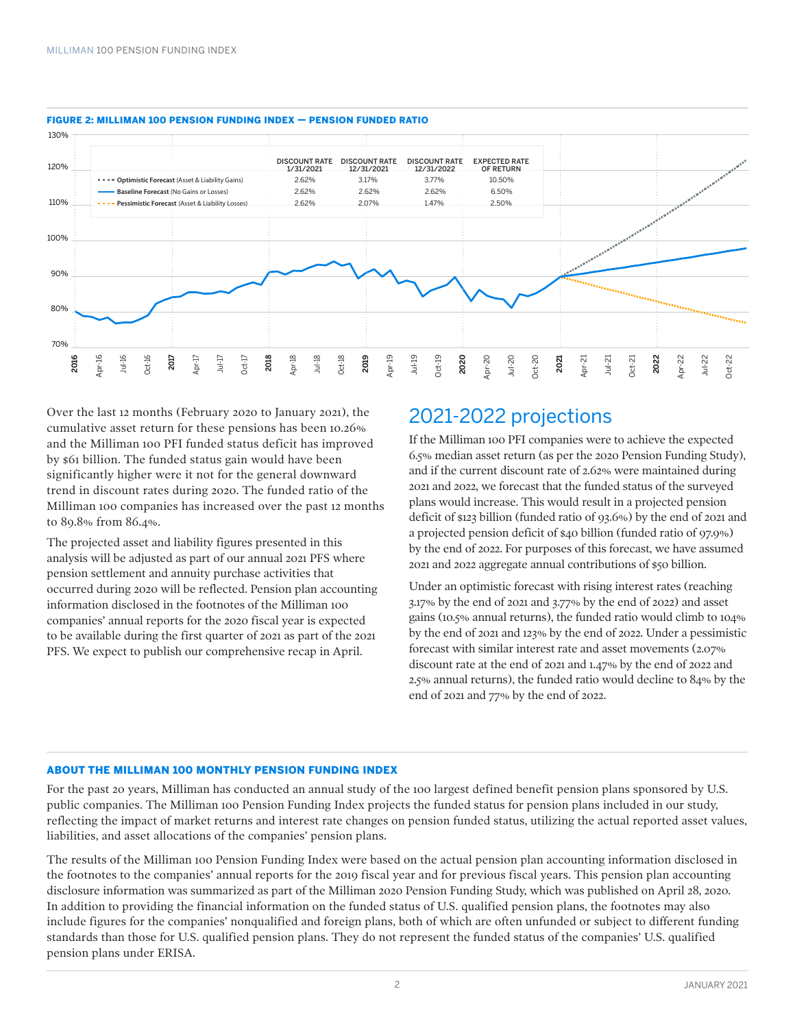**FIGURE 2: MILLIMAN 100 PENSION FUNDING INDEX — PENSION FUNDED RATIO**

130%
120%
110%
100%
90%
80%
70%

DISCOUNT RATE 1/31/2021
DISCOUNT RATE 12/31/2021
DISCOUNT RATE 12/31/2022
EXPECTED RATE OF RETURN

Optimistic Forecast (Asset & Liability Gains) 2.62% 3.17% 3.77% 10.50%
Baseline Forecast (No Gains or Losses) 2.62% 2.62% 2.62% 6.50%
Pessimistic Forecast (Asset & Liability Losses) 2.62% 2.07% 1.47% 2.50%

2016 Apr-16 Jul-16 Oct-16 2017 Apr-17 Jul-17 Oct-17 2018 Apr-18 Jul-18 Oct-18 2019 Apr-19 Jul-19 Oct-19 2020 Apr-20 Jul-20 Oct-20 2021 Apr-21 Jul-21 Oct-21 2022 Apr-22 Jul-22 Oct-22

Over the last 12 months (February 2020 to January 2021), the cumulative asset return for these pensions has been 10.26% and the Milliman 100 PFI funded status deficit has improved by $61 billion. The funded status gain would have been significantly higher were it not for the general downward trend in discount rates during 2020. The funded ratio of the Milliman 100 companies has increased over the past 12 months to 89.8% from 86.4%.

The projected asset and liability figures presented in this analysis will be adjusted as part of our annual 2021 PFS where pension settlement and annuity purchase activities that occurred during 2020 will be reflected. Pension plan accounting information disclosed in the footnotes of the Milliman 100 companies' annual reports for the 2020 fiscal year is expected to be available during the first quarter of 2021 as part of the 2021 PFS. We expect to publish our comprehensive recap in April.

## 2021-2022 projections

If the Milliman 100 PFI companies were to achieve the expected 6.5% median asset return (as per the 2020 Pension Funding Study), and if the current discount rate of 2.62% were maintained during 2021 and 2022, we forecast that the funded status of the surveyed plans would increase. This would result in a projected pension deficit of $123 billion (funded ratio of 93.6%) by the end of 2021 and a projected pension deficit of $40 billion (funded ratio of 97.9%) by the end of 2022. For purposes of this forecast, we have assumed 2021 and 2022 aggregate annual contributions of $50 billion.

Under an optimistic forecast with rising interest rates (reaching 3.17% by the end of 2021 and 3.77% by the end of 2022) and asset gains (10.5% annual returns), the funded ratio would climb to 104% by the end of 2021 and 123% by the end of 2022. Under a pessimistic forecast with similar interest rate and asset movements (2.07% discount rate at the end of 2021 and 1.47% by the end of 2022 and 2.5% annual returns), the funded ratio would decline to 84% by the end of 2021 and 77% by the end of 2022.

### ABOUT THE MILLIMAN 100 MONTHLY PENSION FUNDING INDEX

For the past 20 years, Milliman has conducted an annual study of the 100 largest defined benefit pension plans sponsored by U.S. public companies. The Milliman 100 Pension Funding Index projects the funded status for pension plans included in our study, reflecting the impact of market returns and interest rate changes on pension funded status, utilizing the actual reported asset values, liabilities, and asset allocations of the companies' pension plans.

The results of the Milliman 100 Pension Funding Index were based on the actual pension plan accounting information disclosed in the footnotes to the companies' annual reports for the 2019 fiscal year and for previous fiscal years. This pension plan accounting disclosure information was summarized as part of the Milliman 2020 Pension Funding Study, which was published on April 28, 2020. In addition to providing the financial information on the funded status of U.S. qualified pension plans, the footnotes may also include figures for the companies' nonqualified and foreign plans, both of which are often unfunded or subject to different funding standards than those for U.S. qualified pension plans. They do not represent the funded status of the companies' U.S. qualified pension plans under ERISA.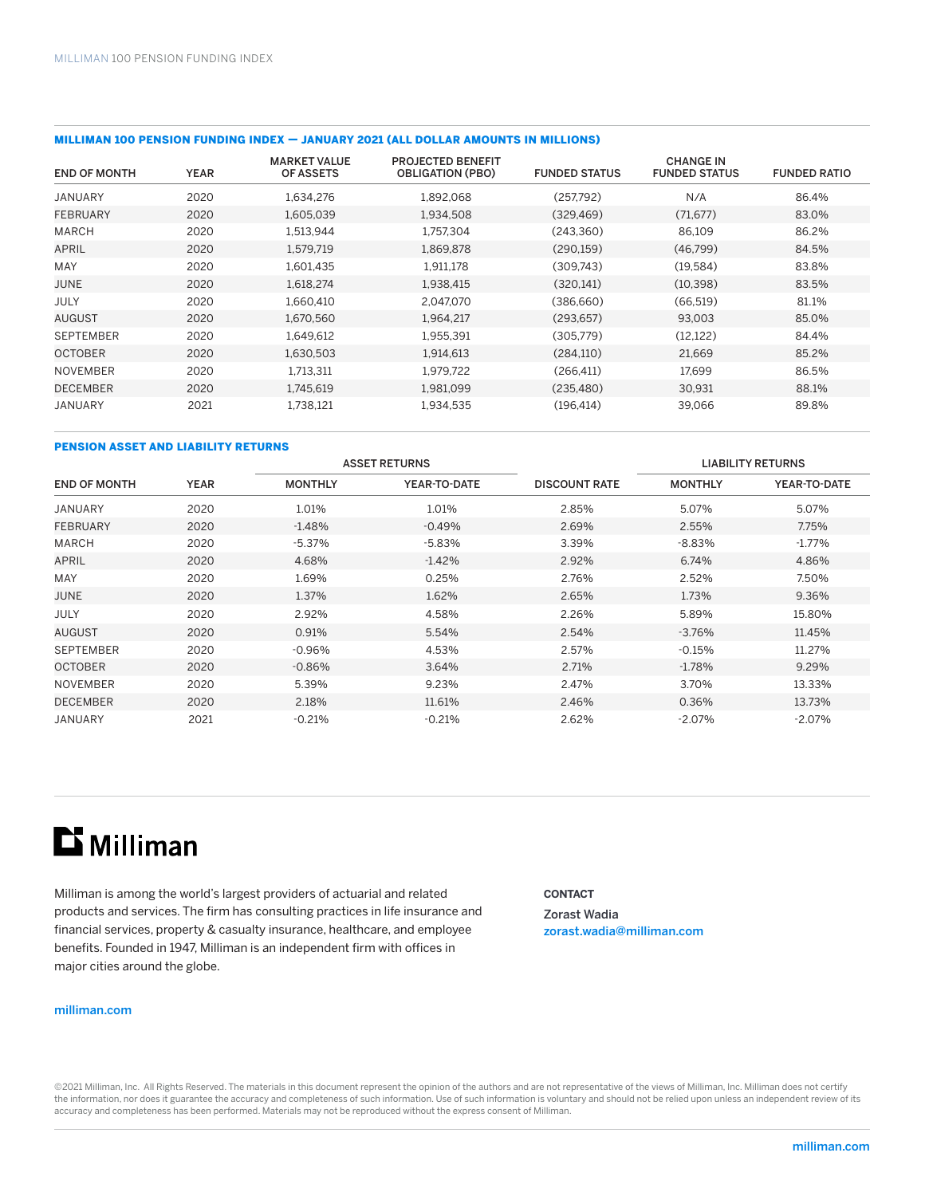## MILLIMAN 100 PENSION FUNDING INDEX — JANUARY 2021 (ALL DOLLAR AMOUNTS IN MILLIONS)

| END OF MONTH | YEAR | MARKET VALUE OF ASSETS | PROJECTED BENEFIT OBLIGATION (PBO) | FUNDED STATUS | CHANGE IN FUNDED STATUS | FUNDED RATIO |
|---|---|---|---|---|---|---|
| JANUARY | 2020 | 1,634,276 | 1,892,068 | (257,792) | N/A | 86.4% |
| FEBRUARY | 2020 | 1,605,039 | 1,934,508 | (329,469) | (71,677) | 83.0% |
| MARCH | 2020 | 1,513,944 | 1,757,304 | (243,360) | 86,109 | 86.2% |
| APRIL | 2020 | 1,579,719 | 1,869,878 | (290,159) | (46,799) | 84.5% |
| MAY | 2020 | 1,601,435 | 1,911,178 | (309,743) | (19,584) | 83.8% |
| JUNE | 2020 | 1,618,274 | 1,938,415 | (320,141) | (10,398) | 83.5% |
| JULY | 2020 | 1,660,410 | 2,047,070 | (386,660) | (66,519) | 81.1% |
| AUGUST | 2020 | 1,670,560 | 1,964,217 | (293,657) | 93,003 | 85.0% |
| SEPTEMBER | 2020 | 1,649,612 | 1,955,391 | (305,779) | (12,122) | 84.4% |
| OCTOBER | 2020 | 1,630,503 | 1,914,613 | (284,110) | 21,669 | 85.2% |
| NOVEMBER | 2020 | 1,713,311 | 1,979,722 | (266,411) | 17,699 | 86.5% |
| DECEMBER | 2020 | 1,745,619 | 1,981,099 | (235,480) | 30,931 | 88.1% |
| JANUARY | 2021 | 1,738,121 | 1,934,535 | (196,414) | 39,066 | 89.8% |

## PENSION ASSET AND LIABILITY RETURNS

| | | ASSET RETURNS | | | LIABILITY RETURNS | |
|---|---|---|---|---|---|---|
| END OF MONTH | YEAR | MONTHLY | YEAR-TO-DATE | DISCOUNT RATE | MONTHLY | YEAR-TO-DATE |
| JANUARY | 2020 | 1.01% | 1.01% | 2.85% | 5.07% | 5.07% |
| FEBRUARY | 2020 | -1.48% | -0.49% | 2.69% | 2.55% | 7.75% |
| MARCH | 2020 | -5.37% | -5.83% | 3.39% | -8.83% | -1.77% |
| APRIL | 2020 | 4.68% | -1.42% | 2.92% | 6.74% | 4.86% |
| MAY | 2020 | 1.69% | 0.25% | 2.76% | 2.52% | 7.50% |
| JUNE | 2020 | 1.37% | 1.62% | 2.65% | 1.73% | 9.36% |
| JULY | 2020 | 2.92% | 4.58% | 2.26% | 5.89% | 15.80% |
| AUGUST | 2020 | 0.91% | 5.54% | 2.54% | -3.76% | 11.45% |
| SEPTEMBER | 2020 | -0.96% | 4.53% | 2.57% | -0.15% | 11.27% |
| OCTOBER | 2020 | -0.86% | 3.64% | 2.71% | -1.78% | 9.29% |
| NOVEMBER | 2020 | 5.39% | 9.23% | 2.47% | 3.70% | 13.33% |
| DECEMBER | 2020 | 2.18% | 11.61% | 2.46% | 0.36% | 13.73% |
| JANUARY | 2021 | -0.21% | -0.21% | 2.62% | -2.07% | -2.07% |

**Milliman**

Milliman is among the world's largest providers of actuarial and related products and services. The firm has consulting practices in life insurance and financial services, property & casualty insurance, healthcare, and employee benefits. Founded in 1947, Milliman is an independent firm with offices in major cities around the globe.

milliman.com

**CONTACT**

Zorast Wadia
zorast.wadia@milliman.com

©2021 Milliman, Inc. All Rights Reserved. The materials in this document represent the opinion of the authors and are not representative of the views of Milliman, Inc. Milliman does not certify the information, nor does it guarantee the accuracy and completeness of such information. Use of such information is voluntary and should not be relied upon unless an independent review of its accuracy and completeness has been performed. Materials may not be reproduced without the express consent of Milliman.